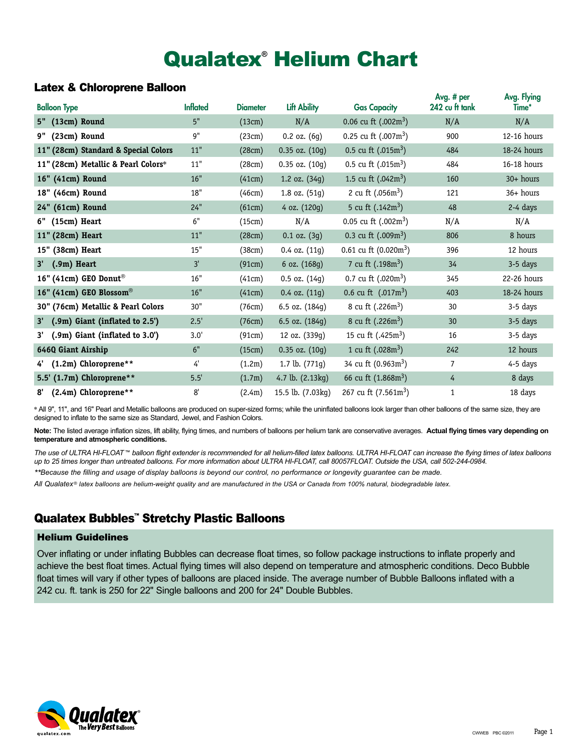# Qualatex® Helium Chart

## Latex & Chloroprene Balloon

| Balloon Type | Inflated | Diameter | Lift Ability | Gas Capacity | Avg. # per 242 cu ft tank | Avg. Flying Time* |
|---|---|---|---|---|---|---|
| 5" (13cm) Round | 5" | (13cm) | N/A | 0.06 cu ft (.002m$^3$) | N/A | N/A |
| 9" (23cm) Round | 9" | (23cm) | 0.2 oz. (6g) | 0.25 cu ft (.007m$^3$) | 900 | 12-16 hours |
| 11" (28cm) Standard & Special Colors | 11" | (28cm) | 0.35 oz. (10g) | 0.5 cu ft (.015m$^3$) | 484 | 18-24 hours |
| 11" (28cm) Metallic & Pearl Colors* | 11" | (28cm) | 0.35 oz. (10g) | 0.5 cu ft (.015m$^3$) | 484 | 16-18 hours |
| 16" (41cm) Round | 16" | (41cm) | 1.2 oz. (34g) | 1.5 cu ft (.042m$^3$) | 160 | 30+ hours |
| 18" (46cm) Round | 18" | (46cm) | 1.8 oz. (51g) | 2 cu ft (.056m$^3$) | 121 | 36+ hours |
| 24" (61cm) Round | 24" | (61cm) | 4 oz. (120g) | 5 cu ft (.142m$^3$) | 48 | 2-4 days |
| 6" (15cm) Heart | 6" | (15cm) | N/A | 0.05 cu ft (.002m$^3$) | N/A | N/A |
| 11" (28cm) Heart | 11" | (28cm) | 0.1 oz. (3g) | 0.3 cu ft (.009m$^3$) | 806 | 8 hours |
| 15" (38cm) Heart | 15" | (38cm) | 0.4 oz. (11g) | 0.61 cu ft (0.020m$^3$) | 396 | 12 hours |
| 3' (.9m) Heart | 3' | (91cm) | 6 oz. (168g) | 7 cu ft (.198m$^3$) | 34 | 3-5 days |
| 16" (41cm) GEO Donut® | 16" | (41cm) | 0.5 oz. (14g) | 0.7 cu ft (.020m$^3$) | 345 | 22-26 hours |
| 16" (41cm) GEO Blossom® | 16" | (41cm) | 0.4 oz. (11g) | 0.6 cu ft (.017m$^3$) | 403 | 18-24 hours |
| 30" (76cm) Metallic & Pearl Colors | 30" | (76cm) | 6.5 oz. (184g) | 8 cu ft (.226m$^3$) | 30 | 3-5 days |
| 3' (.9m) Giant (inflated to 2.5') | 2.5' | (76cm) | 6.5 oz. (184g) | 8 cu ft (.226m$^3$) | 30 | 3-5 days |
| 3' (.9m) Giant (inflated to 3.0') | 3.0' | (91cm) | 12 oz. (339g) | 15 cu ft (.425m$^3$) | 16 | 3-5 days |
| 646Q Giant Airship | 6" | (15cm) | 0.35 oz. (10g) | 1 cu ft (.028m$^3$) | 242 | 12 hours |
| 4' (1.2m) Chloroprene** | 4' | (1.2m) | 1.7 lb. (771g) | 34 cu ft (0.963m$^3$) | 7 | 4-5 days |
| 5.5' (1.7m) Chloroprene** | 5.5' | (1.7m) | 4.7 lb. (2.13kg) | 66 cu ft (1.868m$^3$) | 4 | 8 days |
| 8' (2.4m) Chloroprene** | 8' | (2.4m) | 15.5 lb. (7.03kg) | 267 cu ft (7.561m$^3$) | 1 | 18 days |

* All 9", 11", and 16" Pearl and Metallic balloons are produced on super-sized forms; while the uninflated balloons look larger than other balloons of the same size, they are designed to inflate to the same size as Standard, Jewel, and Fashion Colors.

**Note:** The listed average inflation sizes, lift ability, flying times, and numbers of balloons per helium tank are conservative averages. **Actual flying times vary depending on temperature and atmospheric conditions.**

*The use of ULTRA HI-FLOAT™ balloon flight extender is recommended for all helium-filled latex balloons. ULTRA HI-FLOAT can increase the flying times of latex balloons up to 25 times longer than untreated balloons. For more information about ULTRA HI-FLOAT, call 80057FLOAT. Outside the USA, call 502-244-0984.*

*\*\*Because the filling and usage of display balloons is beyond our control, no performance or longevity guarantee can be made.*

*All Qualatex® latex balloons are helium-weight quality and are manufactured in the USA or Canada from 100% natural, biodegradable latex.*

## Qualatex Bubbles™ Stretchy Plastic Balloons

### Helium Guidelines

Over inflating or under inflating Bubbles can decrease float times, so follow package instructions to inflate properly and achieve the best float times. Actual flying times will also depend on temperature and atmospheric conditions. Deco Bubble float times will vary if other types of balloons are placed inside. The average number of Bubble Balloons inflated with a 242 cu. ft. tank is 250 for 22" Single balloons and 200 for 24" Double Bubbles.

Qualatex® The Very Best Balloons qualatex.com

CWWEB PBC ©2011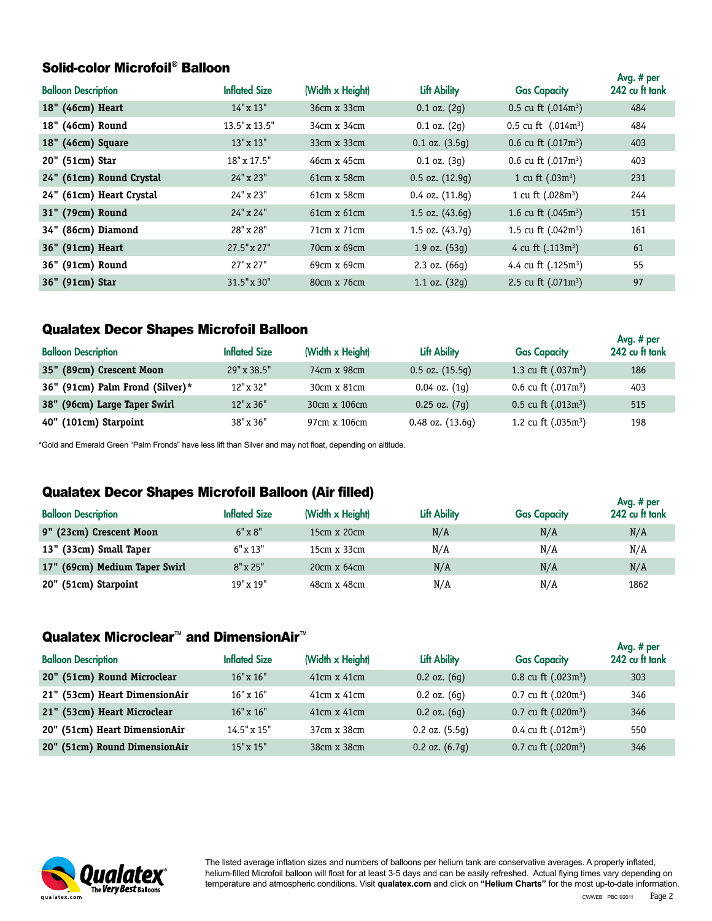## Solid-color Microfoil® Balloon

| Balloon Description | Inflated Size | (Width x Height) | Lift Ability | Gas Capacity | Avg. # per 242 cu ft tank |
|---|---|---|---|---|---|
| **18" (46cm) Heart** | 14" x 13" | 36cm x 33cm | 0.1 oz. (2g) | 0.5 cu ft (.014m$^3$) | 484 |
| **18" (46cm) Round** | 13.5" x 13.5" | 34cm x 34cm | 0.1 oz. (2g) | 0.5 cu ft (.014m$^3$) | 484 |
| **18" (46cm) Square** | 13" x 13" | 33cm x 33cm | 0.1 oz. (3.5g) | 0.6 cu ft (.017m$^3$) | 403 |
| **20" (51cm) Star** | 18" x 17.5" | 46cm x 45cm | 0.1 oz. (3g) | 0.6 cu ft (.017m$^3$) | 403 |
| **24" (61cm) Round Crystal** | 24" x 23" | 61cm x 58cm | 0.5 oz. (12.9g) | 1 cu ft (.03m$^3$) | 231 |
| **24" (61cm) Heart Crystal** | 24" x 23" | 61cm x 58cm | 0.4 oz. (11.8g) | 1 cu ft (.028m$^3$) | 244 |
| **31" (79cm) Round** | 24" x 24" | 61cm x 61cm | 1.5 oz. (43.6g) | 1.6 cu ft (.045m$^3$) | 151 |
| **34" (86cm) Diamond** | 28" x 28" | 71cm x 71cm | 1.5 oz. (43.7g) | 1.5 cu ft (.042m$^3$) | 161 |
| **36" (91cm) Heart** | 27.5" x 27" | 70cm x 69cm | 1.9 oz. (53g) | 4 cu ft (.113m$^3$) | 61 |
| **36" (91cm) Round** | 27" x 27" | 69cm x 69cm | 2.3 oz. (66g) | 4.4 cu ft (.125m$^3$) | 55 |
| **36" (91cm) Star** | 31.5" x 30" | 80cm x 76cm | 1.1 oz. (32g) | 2.5 cu ft (.071m$^3$) | 97 |

## Qualatex Decor Shapes Microfoil Balloon

| Balloon Description | Inflated Size | (Width x Height) | Lift Ability | Gas Capacity | Avg. # per 242 cu ft tank |
|---|---|---|---|---|---|
| **35" (89cm) Crescent Moon** | 29" x 38.5" | 74cm x 98cm | 0.5 oz. (15.5g) | 1.3 cu ft (.037m$^3$) | 186 |
| **36" (91cm) Palm Frond (Silver)*** | 12" x 32" | 30cm x 81cm | 0.04 oz. (1g) | 0.6 cu ft (.017m$^3$) | 403 |
| **38" (96cm) Large Taper Swirl** | 12" x 36" | 30cm x 106cm | 0.25 oz. (7g) | 0.5 cu ft (.013m$^3$) | 515 |
| **40" (101cm) Starpoint** | 38" x 36" | 97cm x 106cm | 0.48 oz. (13.6g) | 1.2 cu ft (.035m$^3$) | 198 |

*Gold and Emerald Green "Palm Fronds" have less lift than Silver and may not float, depending on altitude.

## Qualatex Decor Shapes Microfoil Balloon (Air filled)

| Balloon Description | Inflated Size | (Width x Height) | Lift Ability | Gas Capacity | Avg. # per 242 cu ft tank |
|---|---|---|---|---|---|
| **9" (23cm) Crescent Moon** | 6" x 8" | 15cm x 20cm | N/A | N/A | N/A |
| **13" (33cm) Small Taper** | 6" x 13" | 15cm x 33cm | N/A | N/A | N/A |
| **17" (69cm) Medium Taper Swirl** | 8" x 25" | 20cm x 64cm | N/A | N/A | N/A |
| **20" (51cm) Starpoint** | 19" x 19" | 48cm x 48cm | N/A | N/A | 1862 |

## Qualatex Microclear™ and DimensionAir™

| Balloon Description | Inflated Size | (Width x Height) | Lift Ability | Gas Capacity | Avg. # per 242 cu ft tank |
|---|---|---|---|---|---|
| **20" (51cm) Round Microclear** | 16" x 16" | 41cm x 41cm | 0.2 oz. (6g) | 0.8 cu ft (.023m$^3$) | 303 |
| **21" (53cm) Heart DimensionAir** | 16" x 16" | 41cm x 41cm | 0.2 oz. (6g) | 0.7 cu ft (.020m$^3$) | 346 |
| **21" (53cm) Heart Microclear** | 16" x 16" | 41cm x 41cm | 0.2 oz. (6g) | 0.7 cu ft (.020m$^3$) | 346 |
| **20" (51cm) Heart DimensionAir** | 14.5" x 15" | 37cm x 38cm | 0.2 oz. (5.5g) | 0.4 cu ft (.012m$^3$) | 550 |
| **20" (51cm) Round DimensionAir** | 15" x 15" | 38cm x 38cm | 0.2 oz. (6.7g) | 0.7 cu ft (.020m$^3$) | 346 |

Qualatex® The Very Best Balloons — qualatex.com

The listed average inflation sizes and numbers of balloons per helium tank are conservative averages. A properly inflated, helium-filled Microfoil balloon will float for at least 3-5 days and can be easily refreshed. Actual flying times vary depending on temperature and atmospheric conditions. Visit **qualatex.com** and click on **"Helium Charts"** for the most up-to-date information.

CWWEB PBC ©2011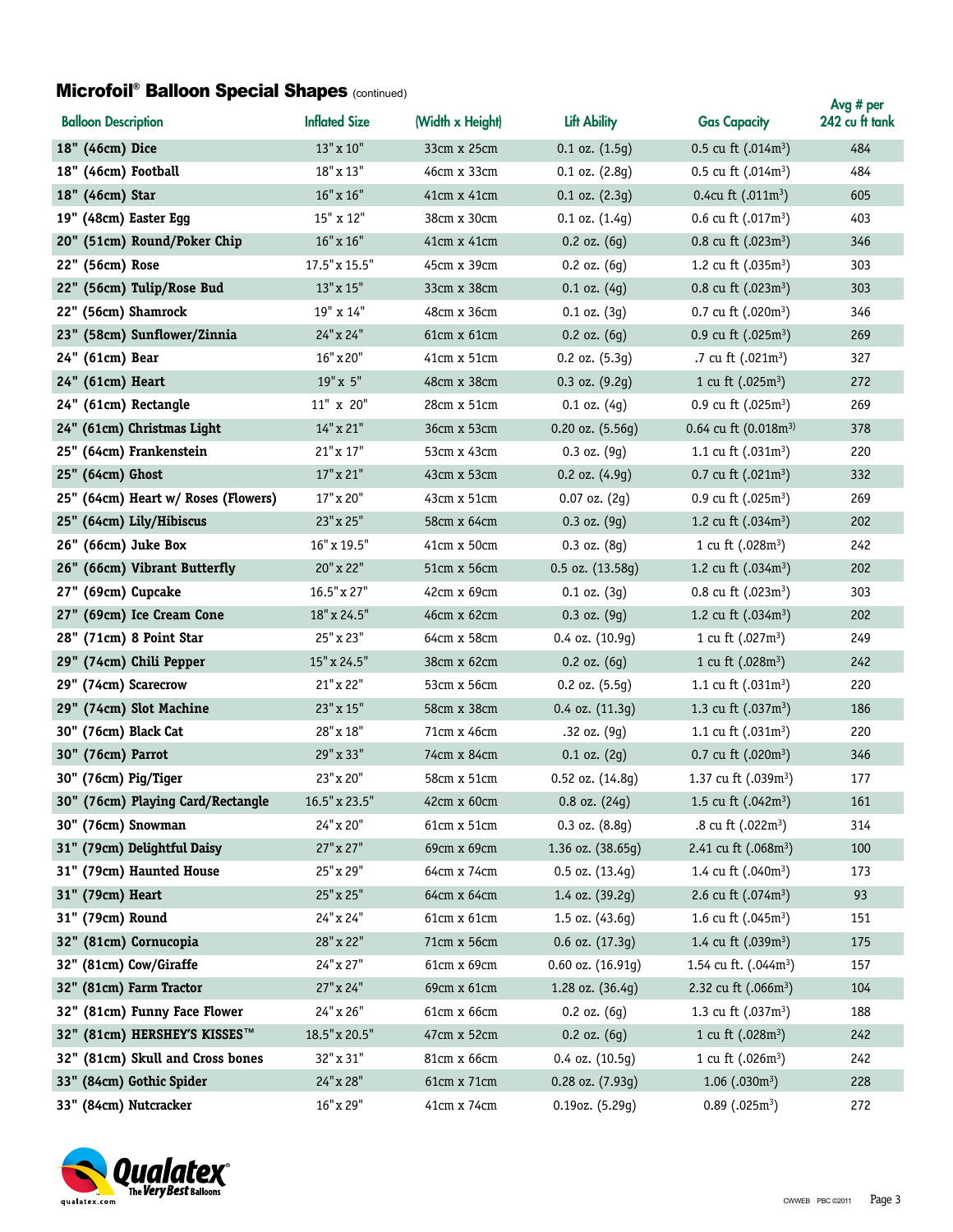## Microfoil® Balloon Special Shapes (continued)

| Balloon Description | Inflated Size | (Width x Height) | Lift Ability | Gas Capacity | Avg # per 242 cu ft tank |
|---|---|---|---|---|---|
| 18" (46cm) Dice | 13" x 10" | 33cm x 25cm | 0.1 oz. (1.5g) | 0.5 cu ft (.014m$^3$) | 484 |
| 18" (46cm) Football | 18" x 13" | 46cm x 33cm | 0.1 oz. (2.8g) | 0.5 cu ft (.014m$^3$) | 484 |
| 18" (46cm) Star | 16" x 16" | 41cm x 41cm | 0.1 oz. (2.3g) | 0.4cu ft (.011m$^3$) | 605 |
| 19" (48cm) Easter Egg | 15" x 12" | 38cm x 30cm | 0.1 oz. (1.4g) | 0.6 cu ft (.017m$^3$) | 403 |
| 20" (51cm) Round/Poker Chip | 16" x 16" | 41cm x 41cm | 0.2 oz. (6g) | 0.8 cu ft (.023m$^3$) | 346 |
| 22" (56cm) Rose | 17.5" x 15.5" | 45cm x 39cm | 0.2 oz. (6g) | 1.2 cu ft (.035m$^3$) | 303 |
| 22" (56cm) Tulip/Rose Bud | 13" x 15" | 33cm x 38cm | 0.1 oz. (4g) | 0.8 cu ft (.023m$^3$) | 303 |
| 22" (56cm) Shamrock | 19" x 14" | 48cm x 36cm | 0.1 oz. (3g) | 0.7 cu ft (.020m$^3$) | 346 |
| 23" (58cm) Sunflower/Zinnia | 24" x 24" | 61cm x 61cm | 0.2 oz. (6g) | 0.9 cu ft (.025m$^3$) | 269 |
| 24" (61cm) Bear | 16" x 20" | 41cm x 51cm | 0.2 oz. (5.3g) | .7 cu ft (.021m$^3$) | 327 |
| 24" (61cm) Heart | 19" x 5" | 48cm x 38cm | 0.3 oz. (9.2g) | 1 cu ft (.025m$^3$) | 272 |
| 24" (61cm) Rectangle | 11" x 20" | 28cm x 51cm | 0.1 oz. (4g) | 0.9 cu ft (.025m$^3$) | 269 |
| 24" (61cm) Christmas Light | 14" x 21" | 36cm x 53cm | 0.20 oz. (5.56g) | 0.64 cu ft (0.018m$^3$) | 378 |
| 25" (64cm) Frankenstein | 21" x 17" | 53cm x 43cm | 0.3 oz. (9g) | 1.1 cu ft (.031m$^3$) | 220 |
| 25" (64cm) Ghost | 17" x 21" | 43cm x 53cm | 0.2 oz. (4.9g) | 0.7 cu ft (.021m$^3$) | 332 |
| 25" (64cm) Heart w/ Roses (Flowers) | 17" x 20" | 43cm x 51cm | 0.07 oz. (2g) | 0.9 cu ft (.025m$^3$) | 269 |
| 25" (64cm) Lily/Hibiscus | 23" x 25" | 58cm x 64cm | 0.3 oz. (9g) | 1.2 cu ft (.034m$^3$) | 202 |
| 26" (66cm) Juke Box | 16" x 19.5" | 41cm x 50cm | 0.3 oz. (8g) | 1 cu ft (.028m$^3$) | 242 |
| 26" (66cm) Vibrant Butterfly | 20" x 22" | 51cm x 56cm | 0.5 oz. (13.58g) | 1.2 cu ft (.034m$^3$) | 202 |
| 27" (69cm) Cupcake | 16.5" x 27" | 42cm x 69cm | 0.1 oz. (3g) | 0.8 cu ft (.023m$^3$) | 303 |
| 27" (69cm) Ice Cream Cone | 18" x 24.5" | 46cm x 62cm | 0.3 oz. (9g) | 1.2 cu ft (.034m$^3$) | 202 |
| 28" (71cm) 8 Point Star | 25" x 23" | 64cm x 58cm | 0.4 oz. (10.9g) | 1 cu ft (.027m$^3$) | 249 |
| 29" (74cm) Chili Pepper | 15" x 24.5" | 38cm x 62cm | 0.2 oz. (6g) | 1 cu ft (.028m$^3$) | 242 |
| 29" (74cm) Scarecrow | 21" x 22" | 53cm x 56cm | 0.2 oz. (5.5g) | 1.1 cu ft (.031m$^3$) | 220 |
| 29" (74cm) Slot Machine | 23" x 15" | 58cm x 38cm | 0.4 oz. (11.3g) | 1.3 cu ft (.037m$^3$) | 186 |
| 30" (76cm) Black Cat | 28" x 18" | 71cm x 46cm | .32 oz. (9g) | 1.1 cu ft (.031m$^3$) | 220 |
| 30" (76cm) Parrot | 29" x 33" | 74cm x 84cm | 0.1 oz. (2g) | 0.7 cu ft (.020m$^3$) | 346 |
| 30" (76cm) Pig/Tiger | 23" x 20" | 58cm x 51cm | 0.52 oz. (14.8g) | 1.37 cu ft (.039m$^3$) | 177 |
| 30" (76cm) Playing Card/Rectangle | 16.5" x 23.5" | 42cm x 60cm | 0.8 oz. (24g) | 1.5 cu ft (.042m$^3$) | 161 |
| 30" (76cm) Snowman | 24" x 20" | 61cm x 51cm | 0.3 oz. (8.8g) | .8 cu ft (.022m$^3$) | 314 |
| 31" (79cm) Delightful Daisy | 27" x 27" | 69cm x 69cm | 1.36 oz. (38.65g) | 2.41 cu ft (.068m$^3$) | 100 |
| 31" (79cm) Haunted House | 25" x 29" | 64cm x 74cm | 0.5 oz. (13.4g) | 1.4 cu ft (.040m$^3$) | 173 |
| 31" (79cm) Heart | 25" x 25" | 64cm x 64cm | 1.4 oz. (39.2g) | 2.6 cu ft (.074m$^3$) | 93 |
| 31" (79cm) Round | 24" x 24" | 61cm x 61cm | 1.5 oz. (43.6g) | 1.6 cu ft (.045m$^3$) | 151 |
| 32" (81cm) Cornucopia | 28" x 22" | 71cm x 56cm | 0.6 oz. (17.3g) | 1.4 cu ft (.039m$^3$) | 175 |
| 32" (81cm) Cow/Giraffe | 24" x 27" | 61cm x 69cm | 0.60 oz. (16.91g) | 1.54 cu ft. (.044m$^3$) | 157 |
| 32" (81cm) Farm Tractor | 27" x 24" | 69cm x 61cm | 1.28 oz. (36.4g) | 2.32 cu ft (.066m$^3$) | 104 |
| 32" (81cm) Funny Face Flower | 24" x 26" | 61cm x 66cm | 0.2 oz. (6g) | 1.3 cu ft (.037m$^3$) | 188 |
| 32" (81cm) HERSHEY'S KISSES™ | 18.5" x 20.5" | 47cm x 52cm | 0.2 oz. (6g) | 1 cu ft (.028m$^3$) | 242 |
| 32" (81cm) Skull and Cross bones | 32" x 31" | 81cm x 66cm | 0.4 oz. (10.5g) | 1 cu ft (.026m$^3$) | 242 |
| 33" (84cm) Gothic Spider | 24" x 28" | 61cm x 71cm | 0.28 oz. (7.93g) | 1.06 (.030m$^3$) | 228 |
| 33" (84cm) Nutcracker | 16" x 29" | 41cm x 74cm | 0.19oz. (5.29g) | 0.89 (.025m$^3$) | 272 |

Qualatex® The Very Best Balloons
qualatex.com

CWWEB PBC ©2011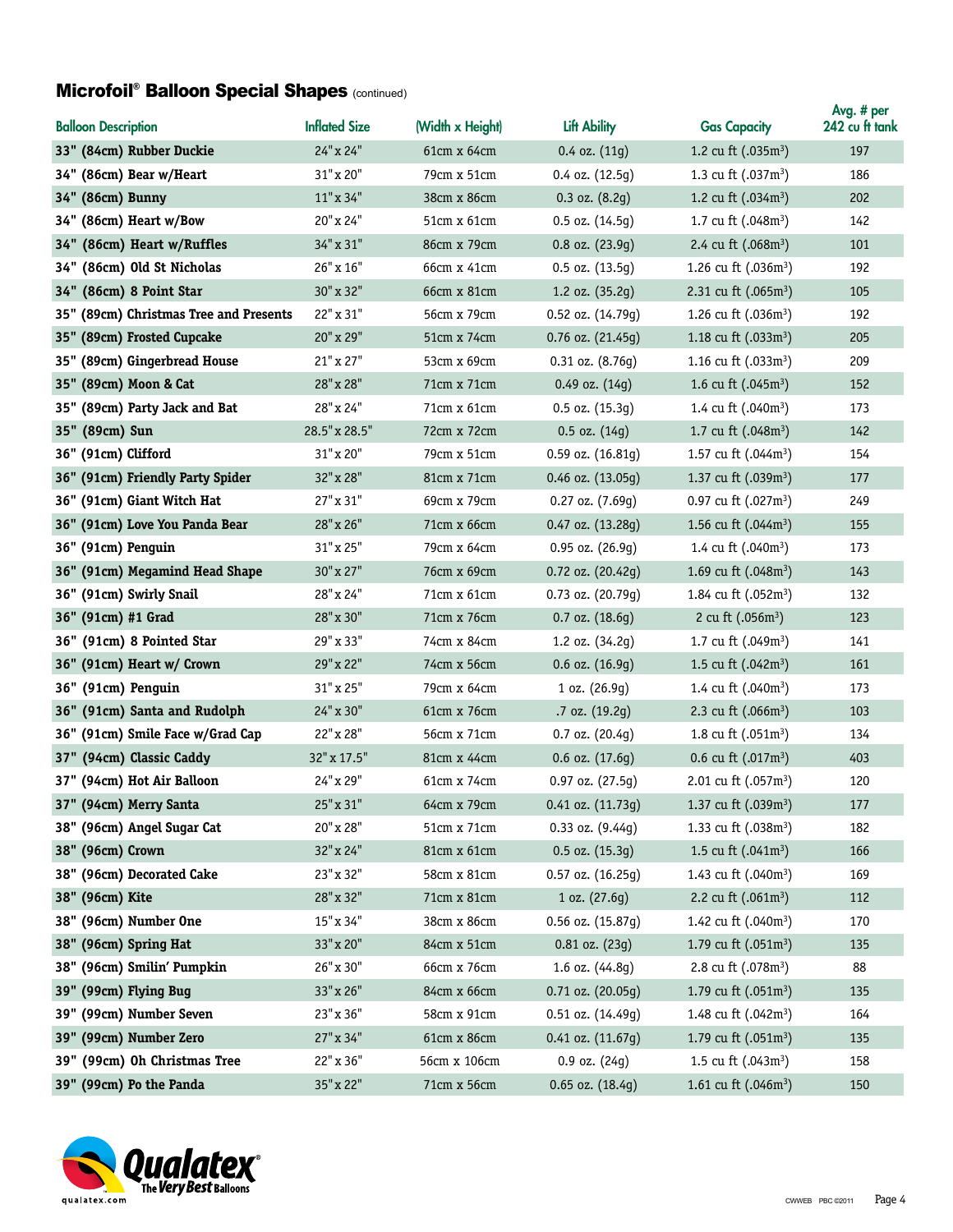## Microfoil® Balloon Special Shapes (continued)

| Balloon Description | Inflated Size | (Width x Height) | Lift Ability | Gas Capacity | Avg. # per 242 cu ft tank |
|---|---|---|---|---|---|
| 33" (84cm) Rubber Duckie | 24" x 24" | 61cm x 64cm | 0.4 oz. (11g) | 1.2 cu ft (.035m$^3$) | 197 |
| 34" (86cm) Bear w/Heart | 31" x 20" | 79cm x 51cm | 0.4 oz. (12.5g) | 1.3 cu ft (.037m$^3$) | 186 |
| 34" (86cm) Bunny | 11" x 34" | 38cm x 86cm | 0.3 oz. (8.2g) | 1.2 cu ft (.034m$^3$) | 202 |
| 34" (86cm) Heart w/Bow | 20" x 24" | 51cm x 61cm | 0.5 oz. (14.5g) | 1.7 cu ft (.048m$^3$) | 142 |
| 34" (86cm) Heart w/Ruffles | 34" x 31" | 86cm x 79cm | 0.8 oz. (23.9g) | 2.4 cu ft (.068m$^3$) | 101 |
| 34" (86cm) Old St Nicholas | 26" x 16" | 66cm x 41cm | 0.5 oz. (13.5g) | 1.26 cu ft (.036m$^3$) | 192 |
| 34" (86cm) 8 Point Star | 30" x 32" | 66cm x 81cm | 1.2 oz. (35.2g) | 2.31 cu ft (.065m$^3$) | 105 |
| 35" (89cm) Christmas Tree and Presents | 22" x 31" | 56cm x 79cm | 0.52 oz. (14.79g) | 1.26 cu ft (.036m$^3$) | 192 |
| 35" (89cm) Frosted Cupcake | 20" x 29" | 51cm x 74cm | 0.76 oz. (21.45g) | 1.18 cu ft (.033m$^3$) | 205 |
| 35" (89cm) Gingerbread House | 21" x 27" | 53cm x 69cm | 0.31 oz. (8.76g) | 1.16 cu ft (.033m$^3$) | 209 |
| 35" (89cm) Moon & Cat | 28" x 28" | 71cm x 71cm | 0.49 oz. (14g) | 1.6 cu ft (.045m$^3$) | 152 |
| 35" (89cm) Party Jack and Bat | 28" x 24" | 71cm x 61cm | 0.5 oz. (15.3g) | 1.4 cu ft (.040m$^3$) | 173 |
| 35" (89cm) Sun | 28.5" x 28.5" | 72cm x 72cm | 0.5 oz. (14g) | 1.7 cu ft (.048m$^3$) | 142 |
| 36" (91cm) Clifford | 31" x 20" | 79cm x 51cm | 0.59 oz. (16.81g) | 1.57 cu ft (.044m$^3$) | 154 |
| 36" (91cm) Friendly Party Spider | 32" x 28" | 81cm x 71cm | 0.46 oz. (13.05g) | 1.37 cu ft (.039m$^3$) | 177 |
| 36" (91cm) Giant Witch Hat | 27" x 31" | 69cm x 79cm | 0.27 oz. (7.69g) | 0.97 cu ft (.027m$^3$) | 249 |
| 36" (91cm) Love You Panda Bear | 28" x 26" | 71cm x 66cm | 0.47 oz. (13.28g) | 1.56 cu ft (.044m$^3$) | 155 |
| 36" (91cm) Penguin | 31" x 25" | 79cm x 64cm | 0.95 oz. (26.9g) | 1.4 cu ft (.040m$^3$) | 173 |
| 36" (91cm) Megamind Head Shape | 30" x 27" | 76cm x 69cm | 0.72 oz. (20.42g) | 1.69 cu ft (.048m$^3$) | 143 |
| 36" (91cm) Swirly Snail | 28" x 24" | 71cm x 61cm | 0.73 oz. (20.79g) | 1.84 cu ft (.052m$^3$) | 132 |
| 36" (91cm) #1 Grad | 28" x 30" | 71cm x 76cm | 0.7 oz. (18.6g) | 2 cu ft (.056m$^3$) | 123 |
| 36" (91cm) 8 Pointed Star | 29" x 33" | 74cm x 84cm | 1.2 oz. (34.2g) | 1.7 cu ft (.049m$^3$) | 141 |
| 36" (91cm) Heart w/ Crown | 29" x 22" | 74cm x 56cm | 0.6 oz. (16.9g) | 1.5 cu ft (.042m$^3$) | 161 |
| 36" (91cm) Penguin | 31" x 25" | 79cm x 64cm | 1 oz. (26.9g) | 1.4 cu ft (.040m$^3$) | 173 |
| 36" (91cm) Santa and Rudolph | 24" x 30" | 61cm x 76cm | .7 oz. (19.2g) | 2.3 cu ft (.066m$^3$) | 103 |
| 36" (91cm) Smile Face w/Grad Cap | 22" x 28" | 56cm x 71cm | 0.7 oz. (20.4g) | 1.8 cu ft (.051m$^3$) | 134 |
| 37" (94cm) Classic Caddy | 32" x 17.5" | 81cm x 44cm | 0.6 oz. (17.6g) | 0.6 cu ft (.017m$^3$) | 403 |
| 37" (94cm) Hot Air Balloon | 24" x 29" | 61cm x 74cm | 0.97 oz. (27.5g) | 2.01 cu ft (.057m$^3$) | 120 |
| 37" (94cm) Merry Santa | 25" x 31" | 64cm x 79cm | 0.41 oz. (11.73g) | 1.37 cu ft (.039m$^3$) | 177 |
| 38" (96cm) Angel Sugar Cat | 20" x 28" | 51cm x 71cm | 0.33 oz. (9.44g) | 1.33 cu ft (.038m$^3$) | 182 |
| 38" (96cm) Crown | 32" x 24" | 81cm x 61cm | 0.5 oz. (15.3g) | 1.5 cu ft (.041m$^3$) | 166 |
| 38" (96cm) Decorated Cake | 23" x 32" | 58cm x 81cm | 0.57 oz. (16.25g) | 1.43 cu ft (.040m$^3$) | 169 |
| 38" (96cm) Kite | 28" x 32" | 71cm x 81cm | 1 oz. (27.6g) | 2.2 cu ft (.061m$^3$) | 112 |
| 38" (96cm) Number One | 15" x 34" | 38cm x 86cm | 0.56 oz. (15.87g) | 1.42 cu ft (.040m$^3$) | 170 |
| 38" (96cm) Spring Hat | 33" x 20" | 84cm x 51cm | 0.81 oz. (23g) | 1.79 cu ft (.051m$^3$) | 135 |
| 38" (96cm) Smilin' Pumpkin | 26" x 30" | 66cm x 76cm | 1.6 oz. (44.8g) | 2.8 cu ft (.078m$^3$) | 88 |
| 39" (99cm) Flying Bug | 33" x 26" | 84cm x 66cm | 0.71 oz. (20.05g) | 1.79 cu ft (.051m$^3$) | 135 |
| 39" (99cm) Number Seven | 23" x 36" | 58cm x 91cm | 0.51 oz. (14.49g) | 1.48 cu ft (.042m$^3$) | 164 |
| 39" (99cm) Number Zero | 27" x 34" | 61cm x 86cm | 0.41 oz. (11.67g) | 1.79 cu ft (.051m$^3$) | 135 |
| 39" (99cm) Oh Christmas Tree | 22" x 36" | 56cm x 106cm | 0.9 oz. (24g) | 1.5 cu ft (.043m$^3$) | 158 |
| 39" (99cm) Po the Panda | 35" x 22" | 71cm x 56cm | 0.65 oz. (18.4g) | 1.61 cu ft (.046m$^3$) | 150 |

Qualatex® The Very Best Balloons
qualatex.com

CWWEB PBC ©2011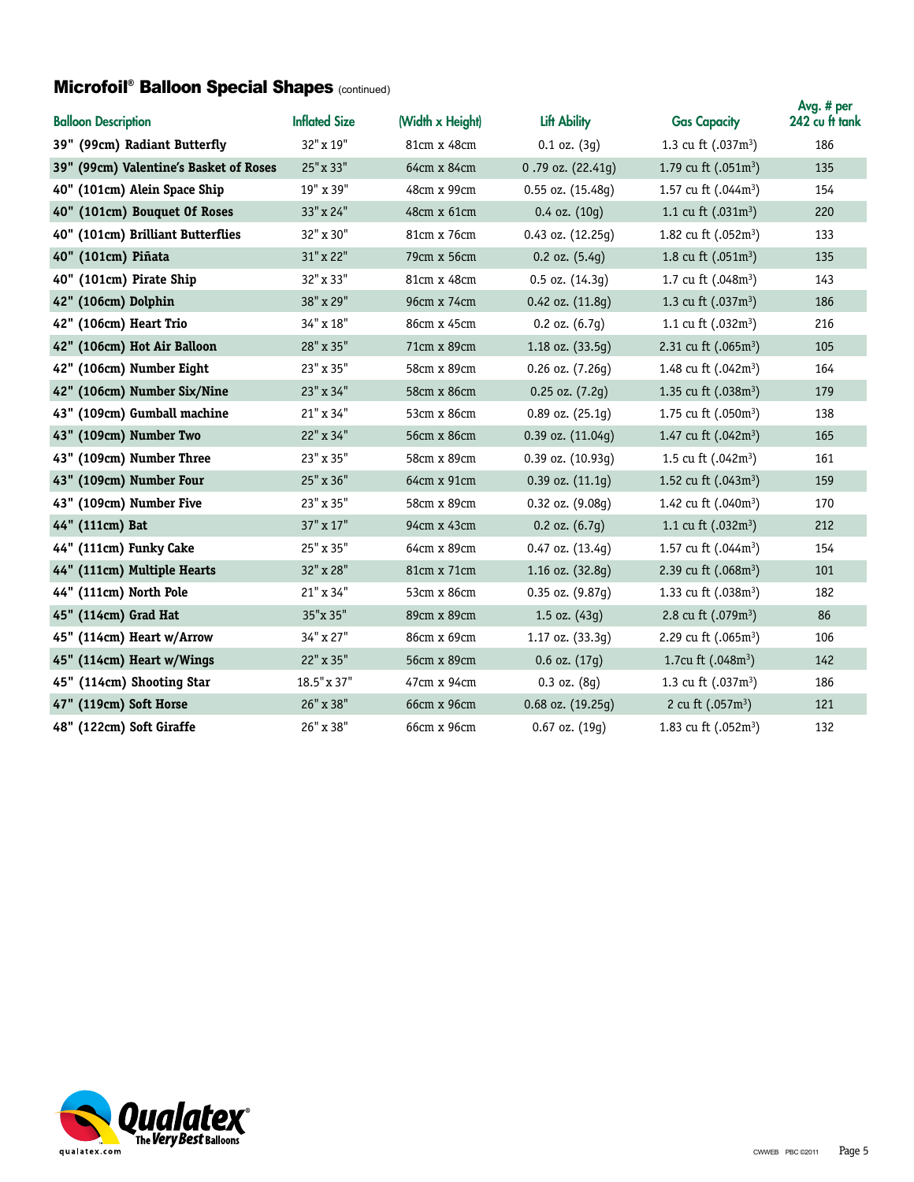## Microfoil® Balloon Special Shapes (continued)

| Balloon Description | Inflated Size | (Width x Height) | Lift Ability | Gas Capacity | Avg. # per 242 cu ft tank |
|---|---|---|---|---|---|
| 39" (99cm) Radiant Butterfly | 32" x 19" | 81cm x 48cm | 0.1 oz. (3g) | 1.3 cu ft (.037m$^3$) | 186 |
| 39" (99cm) Valentine's Basket of Roses | 25" x 33" | 64cm x 84cm | 0 .79 oz. (22.41g) | 1.79 cu ft (.051m$^3$) | 135 |
| 40" (101cm) Alein Space Ship | 19" x 39" | 48cm x 99cm | 0.55 oz. (15.48g) | 1.57 cu ft (.044m$^3$) | 154 |
| 40" (101cm) Bouquet Of Roses | 33" x 24" | 48cm x 61cm | 0.4 oz. (10g) | 1.1 cu ft (.031m$^3$) | 220 |
| 40" (101cm) Brilliant Butterflies | 32" x 30" | 81cm x 76cm | 0.43 oz. (12.25g) | 1.82 cu ft (.052m$^3$) | 133 |
| 40" (101cm) Piñata | 31" x 22" | 79cm x 56cm | 0.2 oz. (5.4g) | 1.8 cu ft (.051m$^3$) | 135 |
| 40" (101cm) Pirate Ship | 32" x 33" | 81cm x 48cm | 0.5 oz. (14.3g) | 1.7 cu ft (.048m$^3$) | 143 |
| 42" (106cm) Dolphin | 38" x 29" | 96cm x 74cm | 0.42 oz. (11.8g) | 1.3 cu ft (.037m$^3$) | 186 |
| 42" (106cm) Heart Trio | 34" x 18" | 86cm x 45cm | 0.2 oz. (6.7g) | 1.1 cu ft (.032m$^3$) | 216 |
| 42" (106cm) Hot Air Balloon | 28" x 35" | 71cm x 89cm | 1.18 oz. (33.5g) | 2.31 cu ft (.065m$^3$) | 105 |
| 42" (106cm) Number Eight | 23" x 35" | 58cm x 89cm | 0.26 oz. (7.26g) | 1.48 cu ft (.042m$^3$) | 164 |
| 42" (106cm) Number Six/Nine | 23" x 34" | 58cm x 86cm | 0.25 oz. (7.2g) | 1.35 cu ft (.038m$^3$) | 179 |
| 43" (109cm) Gumball machine | 21" x 34" | 53cm x 86cm | 0.89 oz. (25.1g) | 1.75 cu ft (.050m$^3$) | 138 |
| 43" (109cm) Number Two | 22" x 34" | 56cm x 86cm | 0.39 oz. (11.04g) | 1.47 cu ft (.042m$^3$) | 165 |
| 43" (109cm) Number Three | 23" x 35" | 58cm x 89cm | 0.39 oz. (10.93g) | 1.5 cu ft (.042m$^3$) | 161 |
| 43" (109cm) Number Four | 25" x 36" | 64cm x 91cm | 0.39 oz. (11.1g) | 1.52 cu ft (.043m$^3$) | 159 |
| 43" (109cm) Number Five | 23" x 35" | 58cm x 89cm | 0.32 oz. (9.08g) | 1.42 cu ft (.040m$^3$) | 170 |
| 44" (111cm) Bat | 37" x 17" | 94cm x 43cm | 0.2 oz. (6.7g) | 1.1 cu ft (.032m$^3$) | 212 |
| 44" (111cm) Funky Cake | 25" x 35" | 64cm x 89cm | 0.47 oz. (13.4g) | 1.57 cu ft (.044m$^3$) | 154 |
| 44" (111cm) Multiple Hearts | 32" x 28" | 81cm x 71cm | 1.16 oz. (32.8g) | 2.39 cu ft (.068m$^3$) | 101 |
| 44" (111cm) North Pole | 21" x 34" | 53cm x 86cm | 0.35 oz. (9.87g) | 1.33 cu ft (.038m$^3$) | 182 |
| 45" (114cm) Grad Hat | 35"x 35" | 89cm x 89cm | 1.5 oz. (43g) | 2.8 cu ft (.079m$^3$) | 86 |
| 45" (114cm) Heart w/Arrow | 34" x 27" | 86cm x 69cm | 1.17 oz. (33.3g) | 2.29 cu ft (.065m$^3$) | 106 |
| 45" (114cm) Heart w/Wings | 22" x 35" | 56cm x 89cm | 0.6 oz. (17g) | 1.7cu ft (.048m$^3$) | 142 |
| 45" (114cm) Shooting Star | 18.5" x 37" | 47cm x 94cm | 0.3 oz. (8g) | 1.3 cu ft (.037m$^3$) | 186 |
| 47" (119cm) Soft Horse | 26" x 38" | 66cm x 96cm | 0.68 oz. (19.25g) | 2 cu ft (.057m$^3$) | 121 |
| 48" (122cm) Soft Giraffe | 26" x 38" | 66cm x 96cm | 0.67 oz. (19g) | 1.83 cu ft (.052m$^3$) | 132 |

Qualatex® The Very Best Balloons

qualatex.com

CWWEB PBC ©2011